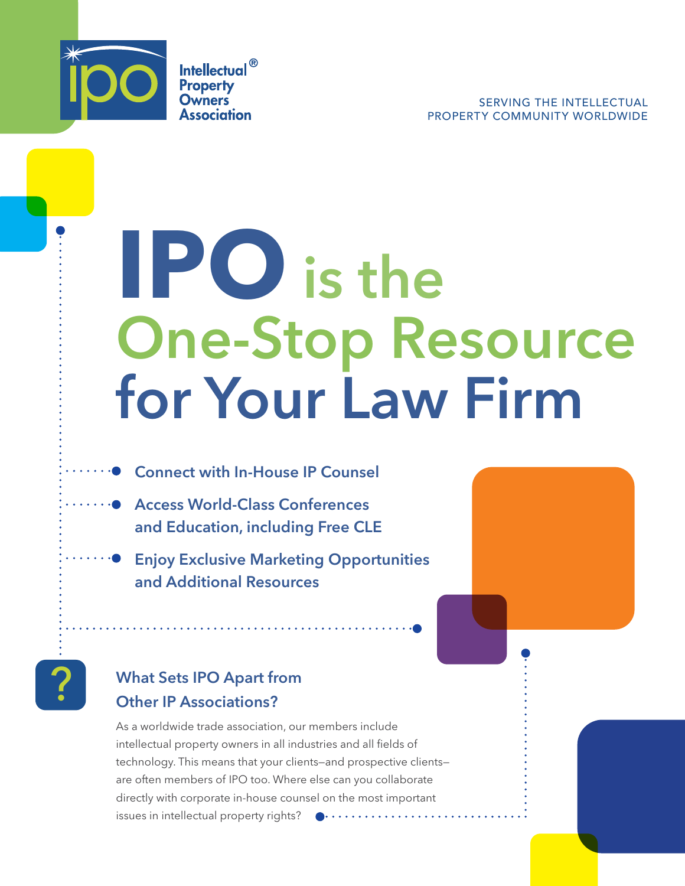Intellectual Property Owners Association®

SERVING THE INTELLECTUAL PROPERTY COMMUNITY WORLDWIDE

# IPO is the One-Stop Resource for Your Law Firm

- Connect with In-House IP Counsel
- Access World-Class Conferences and Education, including Free CLE
- Enjoy Exclusive Marketing Opportunities and Additional Resources

## What Sets IPO Apart from Other IP Associations?

As a worldwide trade association, our members include intellectual property owners in all industries and all fields of technology. This means that your clients—and prospective clients—are often members of IPO too. Where else can you collaborate directly with corporate in-house counsel on the most important issues in intellectual property rights?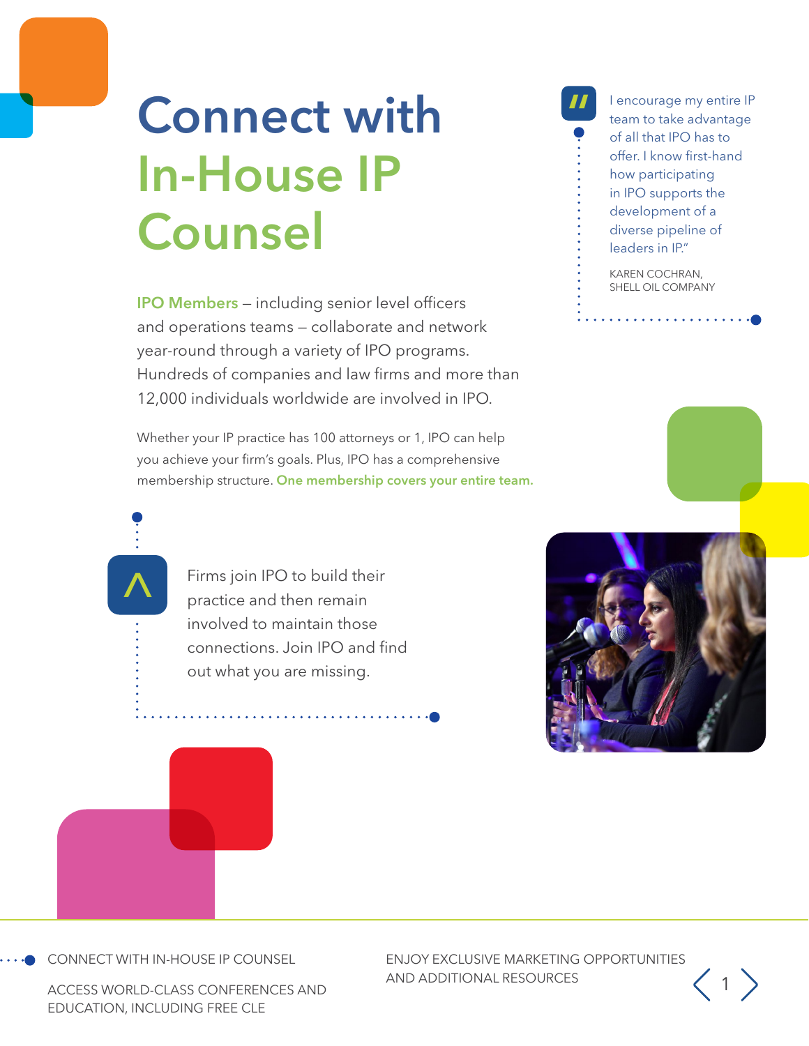# Connect with In-House IP Counsel

**IPO Members** – including senior level officers and operations teams – collaborate and network year-round through a variety of IPO programs. Hundreds of companies and law firms and more than 12,000 individuals worldwide are involved in IPO.

Whether your IP practice has 100 attorneys or 1, IPO can help you achieve your firm's goals. Plus, IPO has a comprehensive membership structure. **One membership covers your entire team.**

> I encourage my entire IP team to take advantage of all that IPO has to offer. I know first-hand how participating in IPO supports the development of a diverse pipeline of leaders in IP."
>
> KAREN COCHRAN,
> SHELL OIL COMPANY

Firms join IPO to build their practice and then remain involved to maintain those connections. Join IPO and find out what you are missing.

CONNECT WITH IN-HOUSE IP COUNSEL

ACCESS WORLD-CLASS CONFERENCES AND EDUCATION, INCLUDING FREE CLE

ENJOY EXCLUSIVE MARKETING OPPORTUNITIES AND ADDITIONAL RESOURCES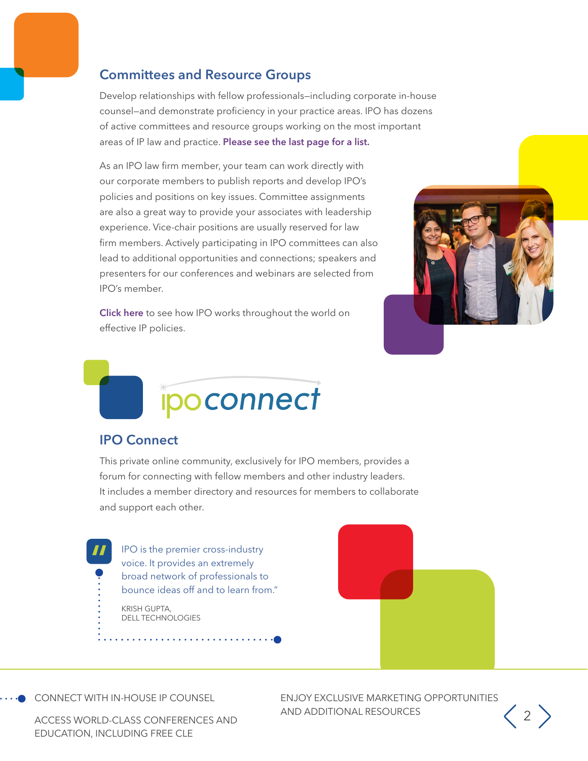## Committees and Resource Groups

Develop relationships with fellow professionals—including corporate in-house counsel—and demonstrate proficiency in your practice areas. IPO has dozens of active committees and resource groups working on the most important areas of IP law and practice. **Please see the last page for a list.**

As an IPO law firm member, your team can work directly with our corporate members to publish reports and develop IPO's policies and positions on key issues. Committee assignments are also a great way to provide your associates with leadership experience. Vice-chair positions are usually reserved for law firm members. Actively participating in IPO committees can also lead to additional opportunities and connections; speakers and presenters for our conferences and webinars are selected from IPO's member.

**Click here** to see how IPO works throughout the world on effective IP policies.

ipoconnect

## IPO Connect

This private online community, exclusively for IPO members, provides a forum for connecting with fellow members and other industry leaders. It includes a member directory and resources for members to collaborate and support each other.

> "IPO is the premier cross-industry voice. It provides an extremely broad network of professionals to bounce ideas off and to learn from."
>
> KRISH GUPTA,
> DELL TECHNOLOGIES

CONNECT WITH IN-HOUSE IP COUNSEL

ACCESS WORLD-CLASS CONFERENCES AND EDUCATION, INCLUDING FREE CLE

ENJOY EXCLUSIVE MARKETING OPPORTUNITIES AND ADDITIONAL RESOURCES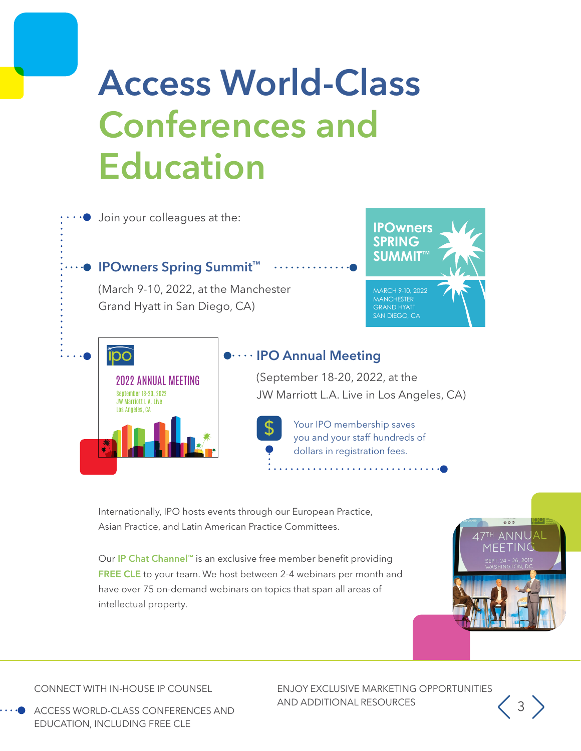# Access World-Class Conferences and Education

Join your colleagues at the:

### IPOwners Spring Summit™

(March 9-10, 2022, at the Manchester Grand Hyatt in San Diego, CA)

### IPO Annual Meeting

(September 18-20, 2022, at the JW Marriott L.A. Live in Los Angeles, CA)

Your IPO membership saves you and your staff hundreds of dollars in registration fees.

Internationally, IPO hosts events through our European Practice, Asian Practice, and Latin American Practice Committees.

Our **IP Chat Channel™** is an exclusive free member benefit providing **FREE CLE** to your team. We host between 2-4 webinars per month and have over 75 on-demand webinars on topics that span all areas of intellectual property.

CONNECT WITH IN-HOUSE IP COUNSEL

ACCESS WORLD-CLASS CONFERENCES AND EDUCATION, INCLUDING FREE CLE

ENJOY EXCLUSIVE MARKETING OPPORTUNITIES AND ADDITIONAL RESOURCES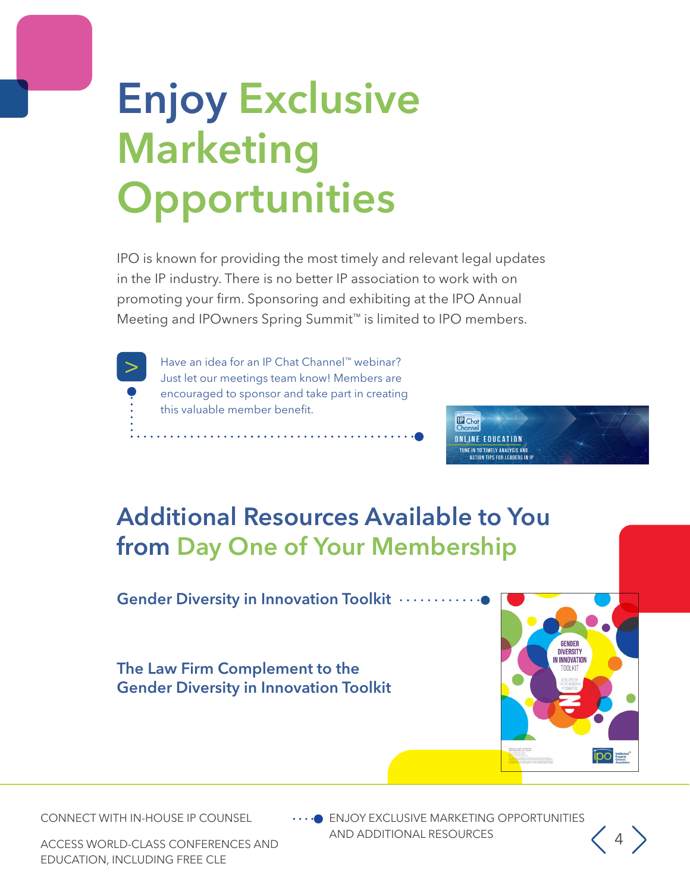# Enjoy Exclusive Marketing Opportunities

IPO is known for providing the most timely and relevant legal updates in the IP industry. There is no better IP association to work with on promoting your firm. Sponsoring and exhibiting at the IPO Annual Meeting and IPOwners Spring Summit™ is limited to IPO members.

Have an idea for an IP Chat Channel™ webinar? Just let our meetings team know! Members are encouraged to sponsor and take part in creating this valuable member benefit.

## Additional Resources Available to You from Day One of Your Membership

**Gender Diversity in Innovation Toolkit**

**The Law Firm Complement to the Gender Diversity in Innovation Toolkit**

CONNECT WITH IN-HOUSE IP COUNSEL

ACCESS WORLD-CLASS CONFERENCES AND EDUCATION, INCLUDING FREE CLE

ENJOY EXCLUSIVE MARKETING OPPORTUNITIES AND ADDITIONAL RESOURCES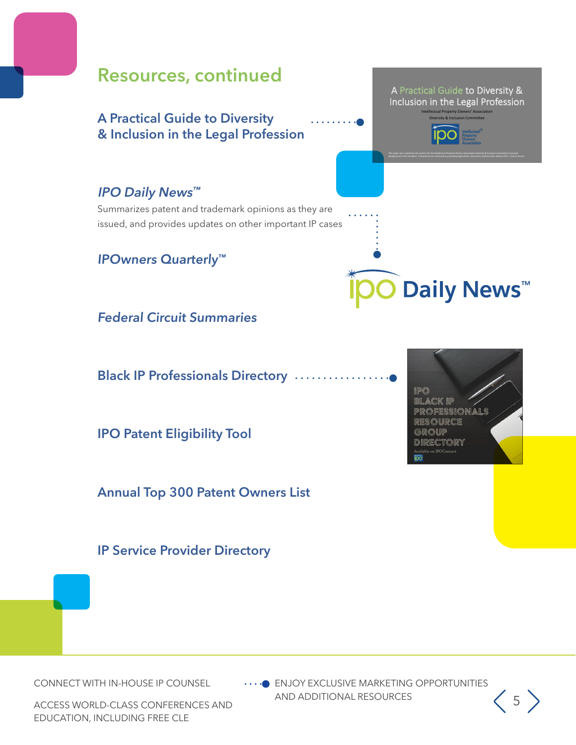## Resources, continued

**A Practical Guide to Diversity & Inclusion in the Legal Profession**

A Practical Guide to Diversity & Inclusion in the Legal Profession

Intellectual Property Owners' Association

Diversity & Inclusion Committee

***IPO Daily News™***

Summarizes patent and trademark opinions as they are issued, and provides updates on other important IP cases

IPO Daily News™

***IPOwners Quarterly™***

***Federal Circuit Summaries***

**Black IP Professionals Directory**

IPO BLACK IP PROFESSIONALS RESOURCE GROUP DIRECTORY

Available on IPOConnect

**IPO Patent Eligibility Tool**

**Annual Top 300 Patent Owners List**

**IP Service Provider Directory**

CONNECT WITH IN-HOUSE IP COUNSEL

ACCESS WORLD-CLASS CONFERENCES AND EDUCATION, INCLUDING FREE CLE

ENJOY EXCLUSIVE MARKETING OPPORTUNITIES AND ADDITIONAL RESOURCES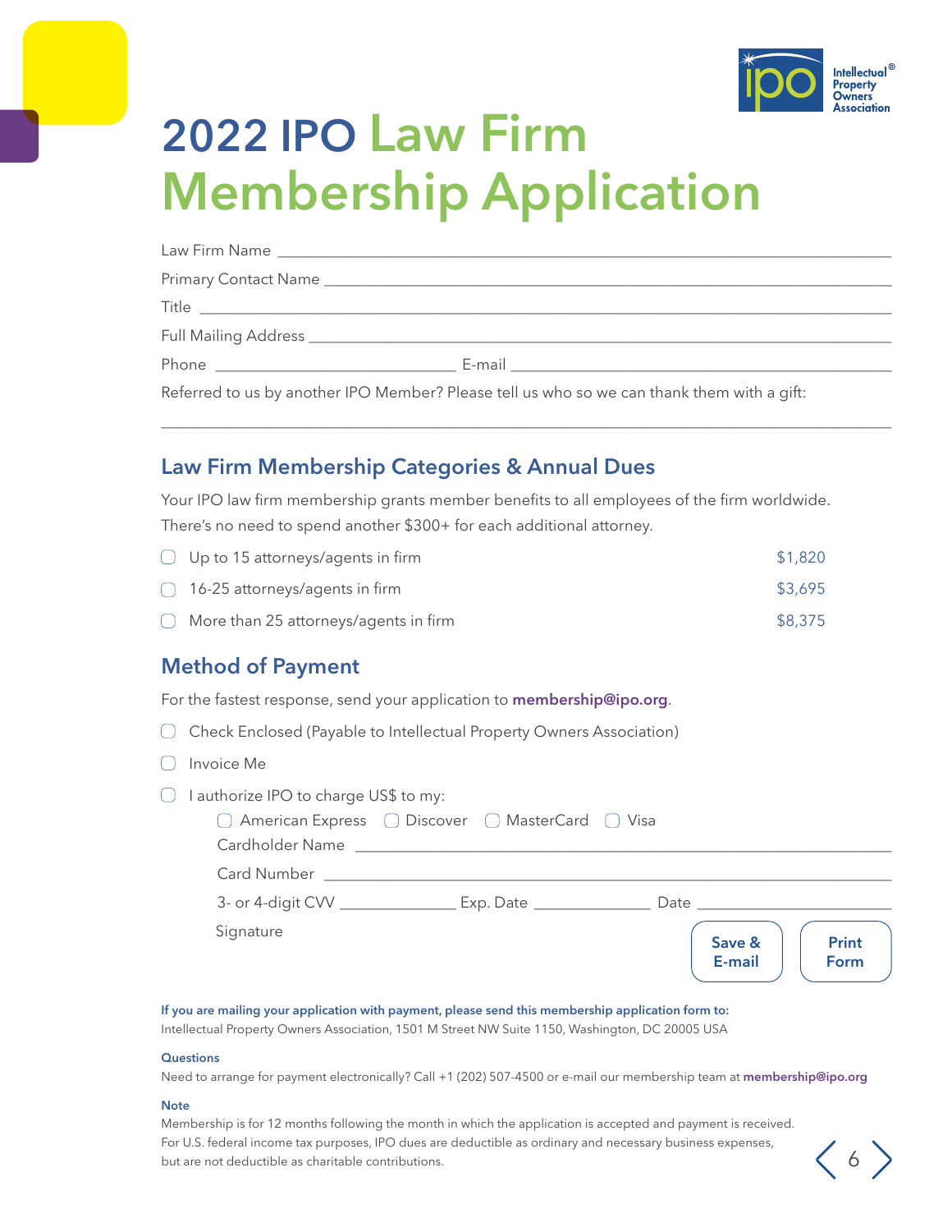# 2022 IPO Law Firm Membership Application

Law Firm Name ______________________________

Primary Contact Name ______________________________

Title ______________________________

Full Mailing Address ______________________________

Phone ______________________________ E-mail ______________________________

Referred to us by another IPO Member? Please tell us who so we can thank them with a gift:

______________________________

## Law Firm Membership Categories & Annual Dues

Your IPO law firm membership grants member benefits to all employees of the firm worldwide. There's no need to spend another $300+ for each additional attorney.

| Category | Annual Dues |
| --- | --- |
| ☐ Up to 15 attorneys/agents in firm | $1,820 |
| ☐ 16-25 attorneys/agents in firm | $3,695 |
| ☐ More than 25 attorneys/agents in firm | $8,375 |

## Method of Payment

For the fastest response, send your application to **membership@ipo.org**.

- ☐ Check Enclosed (Payable to Intellectual Property Owners Association)
- ☐ Invoice Me
- ☐ I authorize IPO to charge US$ to my:
  - ☐ American Express ☐ Discover ☐ MasterCard ☐ Visa

  Cardholder Name ______________________________

  Card Number ______________________________

  3- or 4-digit CVV ______________ Exp. Date ______________ Date ______________

  Signature

Save & E-mail | Print Form

**If you are mailing your application with payment, please send this membership application form to:**
Intellectual Property Owners Association, 1501 M Street NW Suite 1150, Washington, DC 20005 USA

**Questions**
Need to arrange for payment electronically? Call +1 (202) 507-4500 or e-mail our membership team at **membership@ipo.org**

**Note**
Membership is for 12 months following the month in which the application is accepted and payment is received. For U.S. federal income tax purposes, IPO dues are deductible as ordinary and necessary business expenses, but are not deductible as charitable contributions.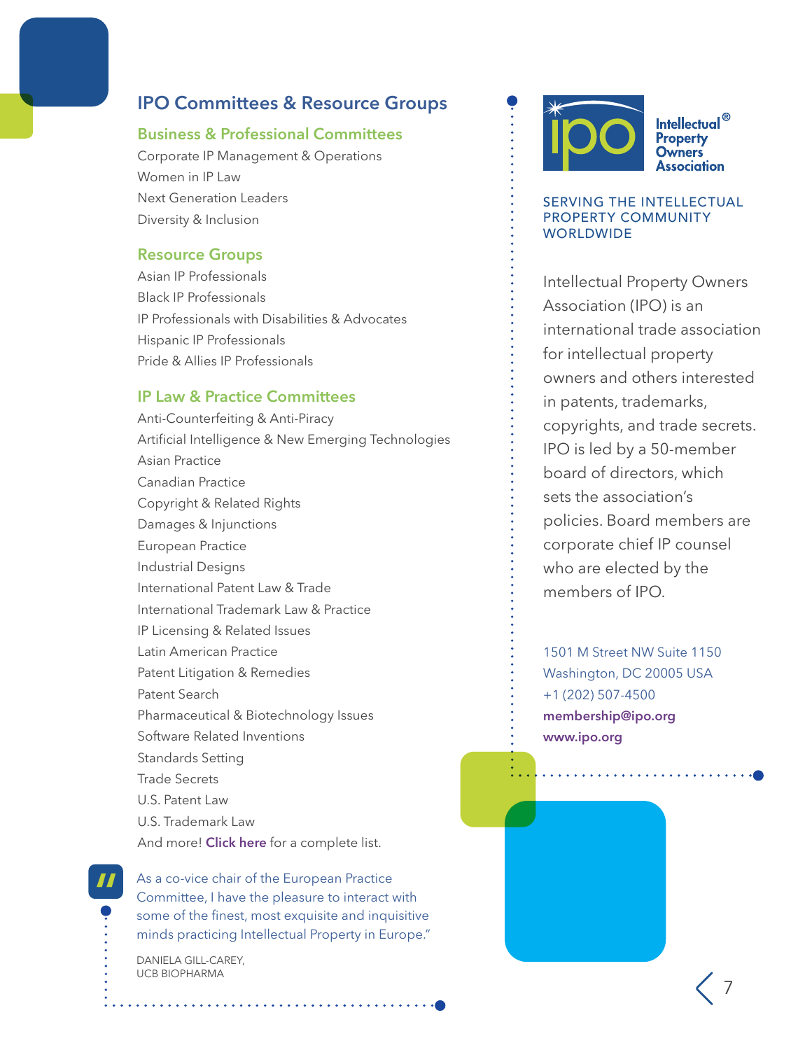## IPO Committees & Resource Groups

### Business & Professional Committees

Corporate IP Management & Operations
Women in IP Law
Next Generation Leaders
Diversity & Inclusion

### Resource Groups

Asian IP Professionals
Black IP Professionals
IP Professionals with Disabilities & Advocates
Hispanic IP Professionals
Pride & Allies IP Professionals

### IP Law & Practice Committees

Anti-Counterfeiting & Anti-Piracy
Artificial Intelligence & New Emerging Technologies
Asian Practice
Canadian Practice
Copyright & Related Rights
Damages & Injunctions
European Practice
Industrial Designs
International Patent Law & Trade
International Trademark Law & Practice
IP Licensing & Related Issues
Latin American Practice
Patent Litigation & Remedies
Patent Search
Pharmaceutical & Biotechnology Issues
Software Related Inventions
Standards Setting
Trade Secrets
U.S. Patent Law
U.S. Trademark Law
And more! **Click here** for a complete list.

> As a co-vice chair of the European Practice Committee, I have the pleasure to interact with some of the finest, most exquisite and inquisitive minds practicing Intellectual Property in Europe."

DANIELA GILL-CAREY,
UCB BIOPHARMA

ipo Intellectual® Property Owners Association

SERVING THE INTELLECTUAL PROPERTY COMMUNITY WORLDWIDE

Intellectual Property Owners Association (IPO) is an international trade association for intellectual property owners and others interested in patents, trademarks, copyrights, and trade secrets. IPO is led by a 50-member board of directors, which sets the association's policies. Board members are corporate chief IP counsel who are elected by the members of IPO.

1501 M Street NW Suite 1150
Washington, DC 20005 USA
+1 (202) 507-4500
**membership@ipo.org**
**www.ipo.org**